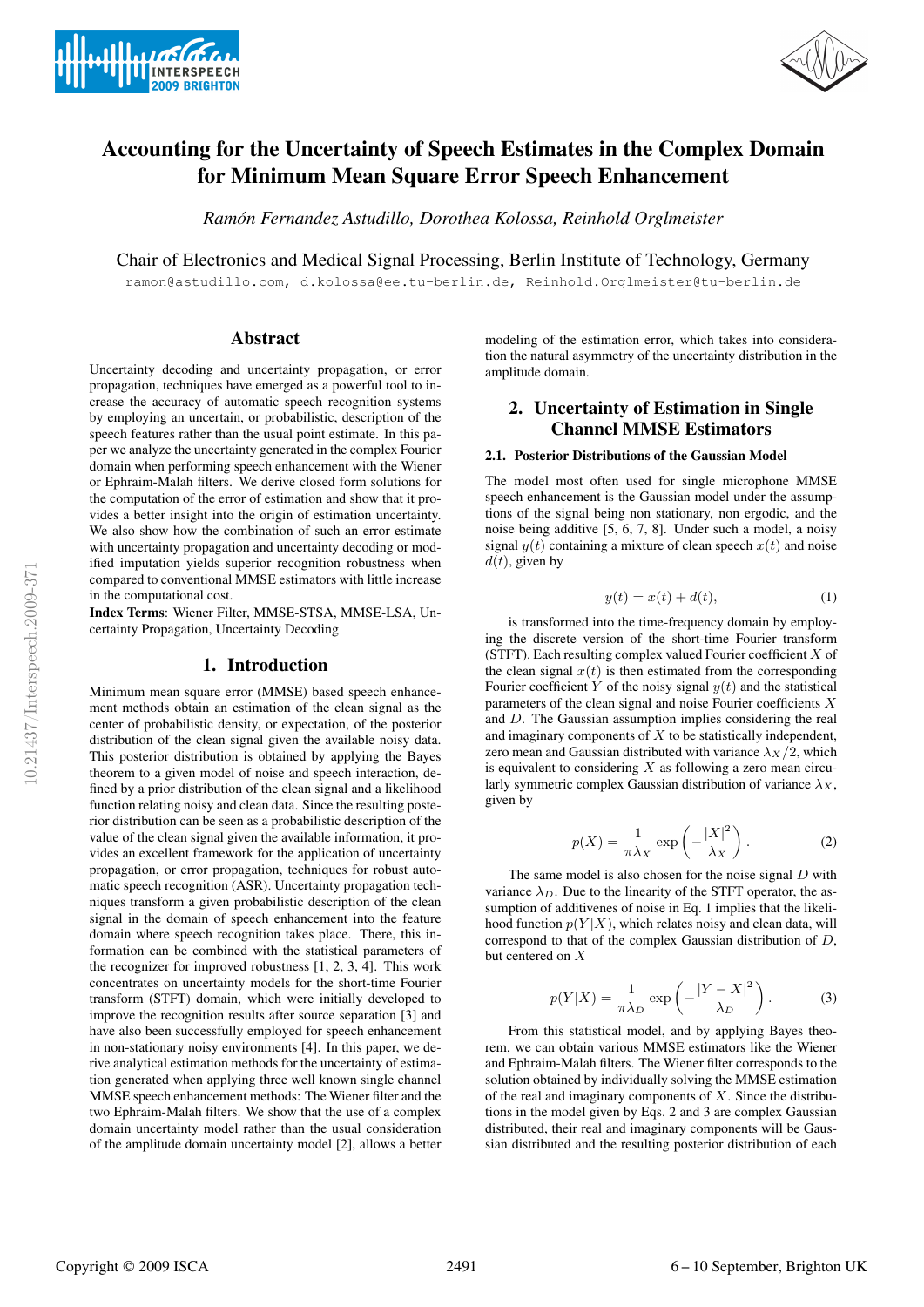# Accounting for the Uncertainty of Speech Estimates in the Complex Domain for Minimum Mean Square Error Speech Enhancement

*Ramón Fernandez Astudillo, Dorothea Kolossa, Reinhold Orglmeister*

Chair of Electronics and Medical Signal Processing, Berlin Institute of Technology, Germany

ramon@astudillo.com, d.kolossa@ee.tu-berlin.de, Reinhold.Orglmeister@tu-berlin.de

## Abstract

Uncertainty decoding and uncertainty propagation, or error propagation, techniques have emerged as a powerful tool to increase the accuracy of automatic speech recognition systems by employing an uncertain, or probabilistic, description of the speech features rather than the usual point estimate. In this paper we analyze the uncertainty generated in the complex Fourier domain when performing speech enhancement with the Wiener or Ephraim-Malah filters. We derive closed form solutions for the computation of the error of estimation and show that it provides a better insight into the origin of estimation uncertainty. We also show how the combination of such an error estimate with uncertainty propagation and uncertainty decoding or modified imputation yields superior recognition robustness when compared to conventional MMSE estimators with little increase in the computational cost.

**Index Terms**: Wiener Filter, MMSE-STSA, MMSE-LSA, Uncertainty Propagation, Uncertainty Decoding

## 1. Introduction

Minimum mean square error (MMSE) based speech enhancement methods obtain an estimation of the clean signal as the center of probabilistic density, or expectation, of the posterior distribution of the clean signal given the available noisy data. This posterior distribution is obtained by applying the Bayes theorem to a given model of noise and speech interaction, defined by a prior distribution of the clean signal and a likelihood function relating noisy and clean data. Since the resulting posterior distribution can be seen as a probabilistic description of the value of the clean signal given the available information, it provides an excellent framework for the application of uncertainty propagation, or error propagation, techniques for robust automatic speech recognition (ASR). Uncertainty propagation techniques transform a given probabilistic description of the clean signal in the domain of speech enhancement into the feature domain where speech recognition takes place. There, this information can be combined with the statistical parameters of the recognizer for improved robustness [1, 2, 3, 4]. This work concentrates on uncertainty models for the short-time Fourier transform (STFT) domain, which were initially developed to improve the recognition results after source separation [3] and have also been successfully employed for speech enhancement in non-stationary noisy environments [4]. In this paper, we derive analytical estimation methods for the uncertainty of estimation generated when applying three well known single channel MMSE speech enhancement methods: The Wiener filter and the two Ephraim-Malah filters. We show that the use of a complex domain uncertainty model rather than the usual consideration of the amplitude domain uncertainty model [2], allows a better modeling of the estimation error, which takes into consideration the natural asymmetry of the uncertainty distribution in the amplitude domain.

## 2. Uncertainty of Estimation in Single Channel MMSE Estimators

### 2.1. Posterior Distributions of the Gaussian Model

The model most often used for single microphone MMSE speech enhancement is the Gaussian model under the assumptions of the signal being non stationary, non ergodic, and the noise being additive [5, 6, 7, 8]. Under such a model, a noisy signal $y(t)$ containing a mixture of clean speech $x(t)$ and noise $d(t)$, given by

$$y(t) = x(t) + d(t), \tag{1}$$

is transformed into the time-frequency domain by employing the discrete version of the short-time Fourier transform (STFT). Each resulting complex valued Fourier coefficient $X$ of the clean signal $x(t)$ is then estimated from the corresponding Fourier coefficient $Y$ of the noisy signal $y(t)$ and the statistical parameters of the clean signal and noise Fourier coefficients $X$ and $D$. The Gaussian assumption implies considering the real and imaginary components of $X$ to be statistically independent, zero mean and Gaussian distributed with variance $\lambda_X/2$, which is equivalent to considering $X$ as following a zero mean circularly symmetric complex Gaussian distribution of variance $\lambda_X$, given by

$$p(X) = \frac{1}{\pi\lambda_X} \exp\left(-\frac{|X|^2}{\lambda_X}\right). \tag{2}$$

The same model is also chosen for the noise signal $D$ with variance $\lambda_D$. Due to the linearity of the STFT operator, the assumption of additivenes of noise in Eq. 1 implies that the likelihood function $p(Y|X)$, which relates noisy and clean data, will correspond to that of the complex Gaussian distribution of $D$, but centered on $X$

$$p(Y|X) = \frac{1}{\pi\lambda_D} \exp\left(-\frac{|Y - X|^2}{\lambda_D}\right). \tag{3}$$

From this statistical model, and by applying Bayes theorem, we can obtain various MMSE estimators like the Wiener and Ephraim-Malah filters. The Wiener filter corresponds to the solution obtained by individually solving the MMSE estimation of the real and imaginary components of $X$. Since the distributions in the model given by Eqs. 2 and 3 are complex Gaussian distributed, their real and imaginary components will be Gaussian distributed and the resulting posterior distribution of each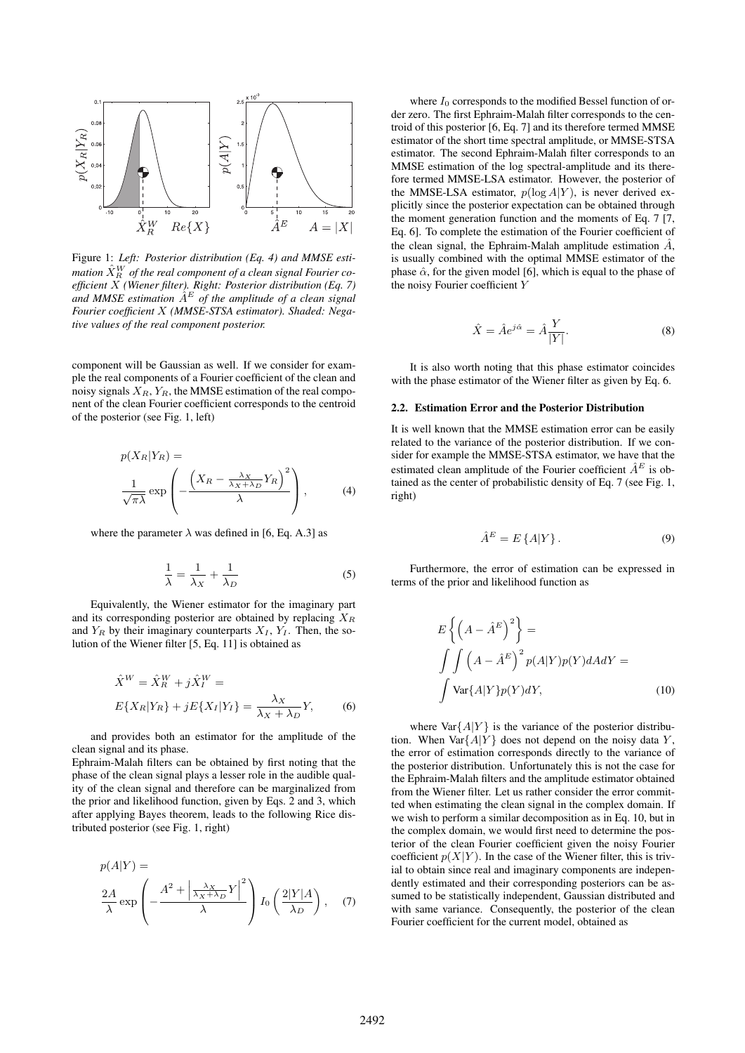Figure 1: *Left: Posterior distribution (Eq. 4) and MMSE estimation $\hat{X}_R^W$ of the real component of a clean signal Fourier coefficient $X$ (Wiener filter). Right: Posterior distribution (Eq. 7) and MMSE estimation $\hat{A}^E$ of the amplitude of a clean signal Fourier coefficient $X$ (MMSE-STSA estimator). Shaded: Negative values of the real component posterior.*

component will be Gaussian as well. If we consider for example the real components of a Fourier coefficient of the clean and noisy signals $X_R, Y_R$, the MMSE estimation of the real component of the clean Fourier coefficient corresponds to the centroid of the posterior (see Fig. 1, left)

$$p(X_R|Y_R) = \frac{1}{\sqrt{\pi\lambda}} \exp\left(-\frac{\left(X_R - \frac{\lambda_X}{\lambda_X+\lambda_D}Y_R\right)^2}{\lambda}\right), \tag{4}$$

where the parameter $\lambda$ was defined in [6, Eq. A.3] as

$$\frac{1}{\lambda} = \frac{1}{\lambda_X} + \frac{1}{\lambda_D} \tag{5}$$

Equivalently, the Wiener estimator for the imaginary part and its corresponding posterior are obtained by replacing $X_R$ and $Y_R$ by their imaginary counterparts $X_I$, $Y_I$. Then, the solution of the Wiener filter [5, Eq. 11] is obtained as

$$\hat{X}^W = \hat{X}_R^W + j\hat{X}_I^W = E\{X_R|Y_R\} + jE\{X_I|Y_I\} = \frac{\lambda_X}{\lambda_X+\lambda_D}Y, \tag{6}$$

and provides both an estimator for the amplitude of the clean signal and its phase.
Ephraim-Malah filters can be obtained by first noting that the phase of the clean signal plays a lesser role in the audible quality of the clean signal and therefore can be marginalized from the prior and likelihood function, given by Eqs. 2 and 3, which after applying Bayes theorem, leads to the following Rice distributed posterior (see Fig. 1, right)

$$p(A|Y) = \frac{2A}{\lambda} \exp\left(-\frac{A^2 + \left|\frac{\lambda_X}{\lambda_X+\lambda_D}Y\right|^2}{\lambda}\right) I_0\left(\frac{2|Y|A}{\lambda_D}\right), \tag{7}$$

where $I_0$ corresponds to the modified Bessel function of order zero. The first Ephraim-Malah filter corresponds to the centroid of this posterior [6, Eq. 7] and its therefore termed MMSE estimator of the short time spectral amplitude, or MMSE-STSA estimator. The second Ephraim-Malah filter corresponds to an MMSE estimation of the log spectral-amplitude and its therefore termed MMSE-LSA estimator. However, the posterior of the MMSE-LSA estimator, $p(\log A|Y)$, is never derived explicitly since the posterior expectation can be obtained through the moment generation function and the moments of Eq. 7 [7, Eq. 6]. To complete the estimation of the Fourier coefficient of the clean signal, the Ephraim-Malah amplitude estimation $\hat{A}$, is usually combined with the optimal MMSE estimator of the phase $\hat{\alpha}$, for the given model [6], which is equal to the phase of the noisy Fourier coefficient $Y$

$$\hat{X} = \hat{A}e^{j\hat{\alpha}} = \hat{A}\frac{Y}{|Y|}. \tag{8}$$

It is also worth noting that this phase estimator coincides with the phase estimator of the Wiener filter as given by Eq. 6.

### 2.2. Estimation Error and the Posterior Distribution

It is well known that the MMSE estimation error can be easily related to the variance of the posterior distribution. If we consider for example the MMSE-STSA estimator, we have that the estimated clean amplitude of the Fourier coefficient $\hat{A}^E$ is obtained as the center of probabilistic density of Eq. 7 (see Fig. 1, right)

$$\hat{A}^E = E\{A|Y\}. \tag{9}$$

Furthermore, the error of estimation can be expressed in terms of the prior and likelihood function as

$$E\left\{\left(A - \hat{A}^E\right)^2\right\} = \int\int \left(A - \hat{A}^E\right)^2 p(A|Y)p(Y)dAdY = \int \text{Var}\{A|Y\}p(Y)dY, \tag{10}$$

where $\text{Var}\{A|Y\}$ is the variance of the posterior distribution. When $\text{Var}\{A|Y\}$ does not depend on the noisy data $Y$, the error of estimation corresponds directly to the variance of the posterior distribution. Unfortunately this is not the case for the Ephraim-Malah filters and the amplitude estimator obtained from the Wiener filter. Let us rather consider the error committed when estimating the clean signal in the complex domain. If we wish to perform a similar decomposition as in Eq. 10, but in the complex domain, we would first need to determine the posterior of the clean Fourier coefficient given the noisy Fourier coefficient $p(X|Y)$. In the case of the Wiener filter, this is trivial to obtain since real and imaginary components are independently estimated and their corresponding posteriors can be assumed to be statistically independent, Gaussian distributed and with same variance. Consequently, the posterior of the clean Fourier coefficient for the current model, obtained as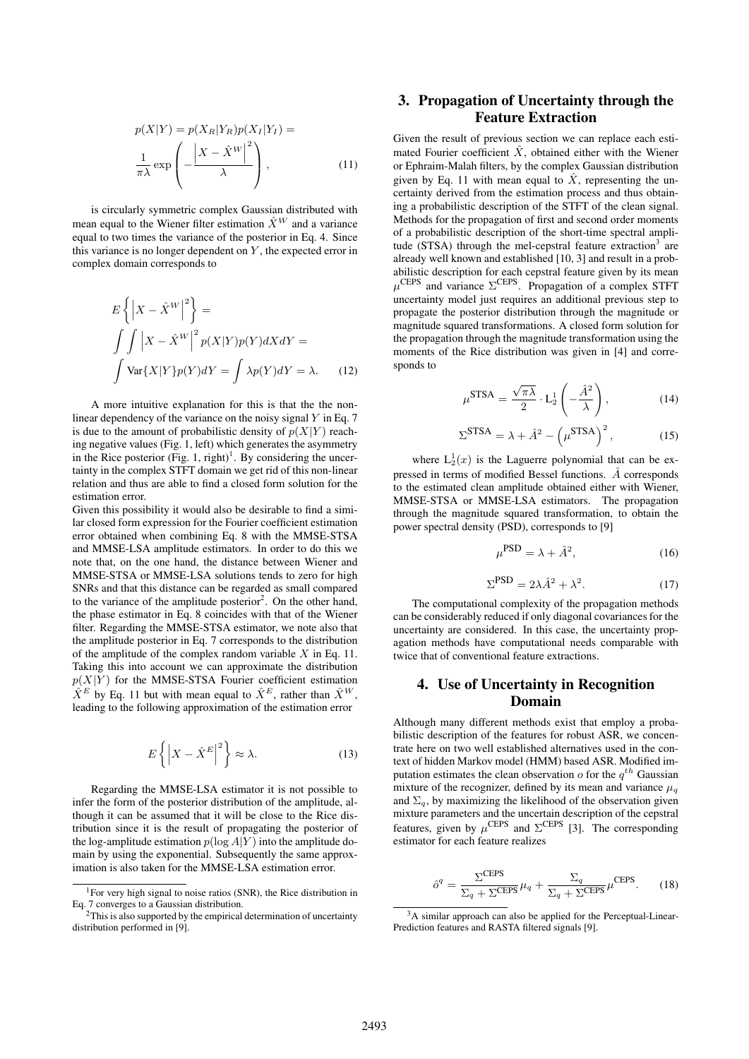$$p(X|Y) = p(X_R|Y_R)p(X_I|Y_I) = \frac{1}{\pi\lambda}\exp\left(-\frac{\left|X-\hat{X}^W\right|^2}{\lambda}\right), \tag{11}$$

is circularly symmetric complex Gaussian distributed with mean equal to the Wiener filter estimation $\hat{X}^W$ and a variance equal to two times the variance of the posterior in Eq. 4. Since this variance is no longer dependent on $Y$, the expected error in complex domain corresponds to

$$E\left\{\left|X-\hat{X}^W\right|^2\right\} = \int\int\left|X-\hat{X}^W\right|^2 p(X|Y)p(Y)dXdY = \int \text{Var}\{X|Y\}p(Y)dY = \int \lambda p(Y)dY = \lambda. \tag{12}$$

A more intuitive explanation for this is that the the non-linear dependency of the variance on the noisy signal $Y$ in Eq. 7 is due to the amount of probabilistic density of $p(X|Y)$ reaching negative values (Fig. 1, left) which generates the asymmetry in the Rice posterior (Fig. 1, right)[1]. By considering the uncertainty in the complex STFT domain we get rid of this non-linear relation and thus are able to find a closed form solution for the estimation error.

Given this possibility it would also be desirable to find a similar closed form expression for the Fourier coefficient estimation error obtained when combining Eq. 8 with the MMSE-STSA and MMSE-LSA amplitude estimators. In order to do this we note that, on the one hand, the distance between Wiener and MMSE-STSA or MMSE-LSA solutions tends to zero for high SNRs and that this distance can be regarded as small compared to the variance of the amplitude posterior[2]. On the other hand, the phase estimator in Eq. 8 coincides with that of the Wiener filter. Regarding the MMSE-STSA estimator, we note also that the amplitude posterior in Eq. 7 corresponds to the distribution of the amplitude of the complex random variable $X$ in Eq. 11. Taking this into account we can approximate the distribution $p(X|Y)$ for the MMSE-STSA Fourier coefficient estimation $\hat{X}^E$ by Eq. 11 but with mean equal to $\hat{X}^E$, rather than $\hat{X}^W$, leading to the following approximation of the estimation error

$$E\left\{\left|X-\hat{X}^E\right|^2\right\} \approx \lambda. \tag{13}$$

Regarding the MMSE-LSA estimator it is not possible to infer the form of the posterior distribution of the amplitude, although it can be assumed that it will be close to the Rice distribution since it is the result of propagating the posterior of the log-amplitude estimation $p(\log A|Y)$ into the amplitude domain by using the exponential. Subsequently the same approximation is also taken for the MMSE-LSA estimation error.

[1] For very high signal to noise ratios (SNR), the Rice distribution in Eq. 7 converges to a Gaussian distribution.

[2] This is also supported by the empirical determination of uncertainty distribution performed in [9].

## 3. Propagation of Uncertainty through the Feature Extraction

Given the result of previous section we can replace each estimated Fourier coefficient $\hat{X}$, obtained either with the Wiener or Ephraim-Malah filters, by the complex Gaussian distribution given by Eq. 11 with mean equal to $\hat{X}$, representing the uncertainty derived from the estimation process and thus obtaining a probabilistic description of the STFT of the clean signal. Methods for the propagation of first and second order moments of a probabilistic description of the short-time spectral amplitude (STSA) through the mel-cepstral feature extraction[3] are already well known and established [10, 3] and result in a probabilistic description for each cepstral feature given by its mean $\mu^{\text{CEPS}}$ and variance $\Sigma^{\text{CEPS}}$. Propagation of a complex STFT uncertainty model just requires an additional previous step to propagate the posterior distribution through the magnitude or magnitude squared transformations. A closed form solution for the propagation through the magnitude transformation using the moments of the Rice distribution was given in [4] and corresponds to

$$\mu^{\text{STSA}} = \frac{\sqrt{\pi\lambda}}{2}\cdot \text{L}_2^1\left(-\frac{\hat{A}^2}{\lambda}\right), \tag{14}$$

$$\Sigma^{\text{STSA}} = \lambda + \hat{A}^2 - \left(\mu^{\text{STSA}}\right)^2, \tag{15}$$

where $\text{L}_2^1(x)$ is the Laguerre polynomial that can be expressed in terms of modified Bessel functions. $\hat{A}$ corresponds to the estimated clean amplitude obtained either with Wiener, MMSE-STSA or MMSE-LSA estimators. The propagation through the magnitude squared transformation, to obtain the power spectral density (PSD), corresponds to [9]

$$\mu^{\text{PSD}} = \lambda + \hat{A}^2, \tag{16}$$

$$\Sigma^{\text{PSD}} = 2\lambda\hat{A}^2 + \lambda^2. \tag{17}$$

The computational complexity of the propagation methods can be considerably reduced if only diagonal covariances for the uncertainty are considered. In this case, the uncertainty propagation methods have computational needs comparable with twice that of conventional feature extractions.

## 4. Use of Uncertainty in Recognition Domain

Although many different methods exist that employ a probabilistic description of the features for robust ASR, we concentrate here on two well established alternatives used in the context of hidden Markov model (HMM) based ASR. Modified imputation estimates the clean observation $o$ for the $q^{th}$ Gaussian mixture of the recognizer, defined by its mean and variance $\mu_q$ and $\Sigma_q$, by maximizing the likelihood of the observation given mixture parameters and the uncertain description of the cepstral features, given by $\mu^{\text{CEPS}}$ and $\Sigma^{\text{CEPS}}$ [3]. The corresponding estimator for each feature realizes

$$\hat{o}^q = \frac{\Sigma^{\text{CEPS}}}{\Sigma_q + \Sigma^{\text{CEPS}}}\mu_q + \frac{\Sigma_q}{\Sigma_q + \Sigma^{\text{CEPS}}}\mu^{\text{CEPS}}. \tag{18}$$

[3] A similar approach can also be applied for the Perceptual-Linear-Prediction features and RASTA filtered signals [9].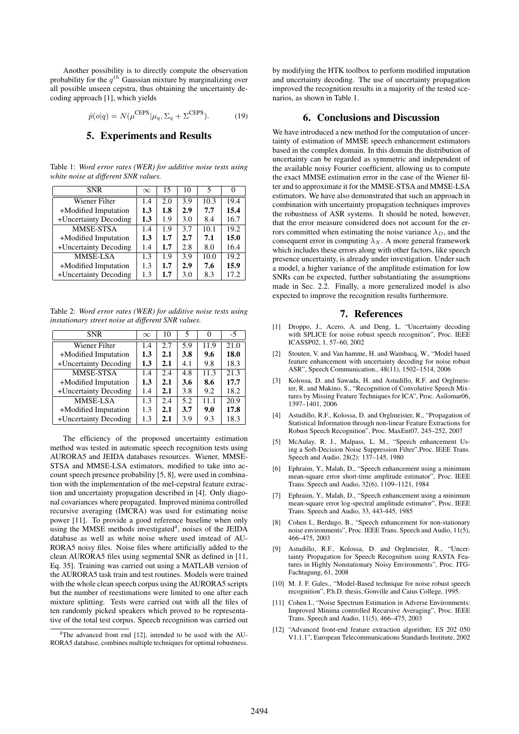Another possibility is to directly compute the observation probability for the $q^{th}$ Gaussian mixture by marginalizing over all possible unseen cepstra, thus obtaining the uncertainty decoding approach [1], which yields

$$\hat{p}(o|q) = N(\mu^{\text{CEPS}}|\mu_q, \Sigma_q + \Sigma^{\text{CEPS}}). \qquad (19)$$

## 5. Experiments and Results

Table 1: *Word error rates (WER) for additive noise tests using white noise at different SNR values.*

| SNR | $\infty$ | 15 | 10 | 5 | 0 |
|---|---|---|---|---|---|
| Wiener Filter | 1.4 | 2.0 | 3.9 | 10.3 | 19.4 |
| +Modified Imputation | **1.3** | **1.8** | **2.9** | **7.7** | **15.4** |
| +Uncertainty Decoding | **1.3** | 1.9 | 3.0 | 8.4 | 16.7 |
| MMSE-STSA | 1.4 | 1.9 | 3.7 | 10.1 | 19.2 |
| +Modified Imputation | **1.3** | **1.7** | **2.7** | **7.1** | **15.0** |
| +Uncertainty Decoding | 1.4 | **1.7** | 2.8 | 8.0 | 16.4 |
| MMSE-LSA | 1.3 | 1.9 | 3.9 | 10.0 | 19.2 |
| +Modified Imputation | 1.3 | **1.7** | **2.9** | **7.6** | **15.9** |
| +Uncertainty Decoding | 1.3 | **1.7** | 3.0 | 8.3 | 17.2 |

Table 2: *Word error rates (WER) for additive noise tests using instationary street noise at different SNR values.*

| SNR | $\infty$ | 10 | 5 | 0 | -5 |
|---|---|---|---|---|---|
| Wiener Filter | 1.4 | 2.7 | 5.9 | 11.9 | 21.0 |
| +Modified Imputation | **1.3** | **2.1** | **3.8** | **9.6** | **18.0** |
| +Uncertainty Decoding | **1.3** | **2.1** | 4.1 | 9.8 | 18.3 |
| MMSE-STSA | 1.4 | 2.4 | 4.8 | 11.3 | 21.3 |
| +Modified Imputation | **1.3** | **2.1** | **3.6** | **8.6** | **17.7** |
| +Uncertainty Decoding | 1.4 | **2.1** | 3.8 | 9.2 | 18.2 |
| MMSE-LSA | 1.3 | 2.4 | 5.2 | 11.1 | 20.9 |
| +Modified Imputation | 1.3 | **2.1** | **3.7** | **9.0** | **17.8** |
| +Uncertainty Decoding | 1.3 | **2.1** | 3.9 | 9.3 | 18.3 |

The efficiency of the proposed uncertainty estimation method was tested in automatic speech recognition tests using AURORA5 and JEIDA databases resources. Wiener, MMSE-STSA and MMSE-LSA estimators, modified to take into account speech presence probability [5, 8], were used in combination with the implementation of the mel-cepstral feature extraction and uncertainty propagation described in [4]. Only diagonal covariances where propagated. Improved minima controlled recursive averaging (IMCRA) was used for estimating noise power [11]. To provide a good reference baseline when only using the MMSE methods investigated[4], noises of the JEIDA database as well as white noise where used instead of AURORA5 noisy files. Noise files where artificially added to the clean AURORA5 files using segmental SNR as defined in [11, Eq. 35]. Training was carried out using a MATLAB version of the AURORA5 task train and test routines. Models were trained with the whole clean speech corpus using the AURORA5 scripts but the number of reestimations were limited to one after each mixture splitting. Tests were carried out with all the files of ten randomly picked speakers which proved to be representative of the total test corpus. Speech recognition was carried out by modifying the HTK toolbox to perform modified imputation and uncertainty decoding. The use of uncertainty propagation improved the recognition results in a majority of the tested scenarios, as shown in Table 1.

[4]The advanced front end [12], intended to be used with the AURORA5 database, combines multiple techniques for optimal robustness.

## 6. Conclusions and Discussion

We have introduced a new method for the computation of uncertainty of estimation of MMSE speech enhancement estimators based in the complex domain. In this domain the distribution of uncertainty can be regarded as symmetric and independent of the available noisy Fourier coefficient, allowing us to compute the exact MMSE estimation error in the case of the Wiener filter and to approximate it for the MMSE-STSA and MMSE-LSA estimators. We have also demonstrated that such an approach in combination with uncertainty propagation techniques improves the robustness of ASR systems. It should be noted, however, that the error measure considered does not account for the errors committed when estimating the noise variance $\lambda_D$, and the consequent error in computing $\lambda_X$. A more general framework which includes these errors along with other factors, like speech presence uncertainty, is already under investigation. Under such a model, a higher variance of the amplitude estimation for low SNRs can be expected, further substantiating the assumptions made in Sec. 2.2. Finally, a more generalized model is also expected to improve the recognition results furthermore.

## 7. References

[1] Droppo, J., Acero, A. and Deng, L. "Uncertainty decoding with SPLICE for noise robust speech recognition", Proc. IEEE ICASSP02, 1, 57–60, 2002

[2] Stouten, V. and Van hamme, H. and Wambacq, W., "Model based feature enhancement with uncertainty decoding for noise robust ASR", Speech Communication., 48(11), 1502–1514, 2006

[3] Kolossa, D. and Sawada, H. and Astudillo, R.F. and Orglmeister, R. and Makino, S., "Recognition of Convolutive Speech Mixtures by Missing Feature Techniques for ICA", Proc. Asilomar06, 1397–1401, 2006

[4] Astudillo, R.F., Kolossa, D. and Orglmeister, R., "Propagation of Statistical Information through non-linear Feature Extractions for Robust Speech Recognition", Proc. MaxEnt07, 245–252, 2007

[5] McAulay, R. J., Malpass, L. M., "Speech enhancement Using a Soft-Decision Noise Suppression Filter",Proc. IEEE Trans. Speech and Audio, 28(2): 137–145, 1980

[6] Ephraim, Y., Malah, D., "Speech enhancement using a minimum mean-square error short-time amplitude estimator", Proc. IEEE Trans. Speech and Audio, 32(6), 1109–1121, 1984

[7] Ephraim, Y., Malah, D., "Speech enhancement using a minimum mean-square error log-spectral amplitude estimator", Proc. IEEE Trans. Speech and Audio, 33, 443-445, 1985

[8] Cohen I., Berdugo, B., "Speech enhancement for non-stationary noise environments", Proc. IEEE Trans. Speech and Audio, 11(5), 466–475, 2003

[9] Astudillo, R.F., Kolossa, D. and Orglmeister, R., "Uncertainty Propagation for Speech Recognition using RASTA Features in Highly Nonstationary Noisy Environments", Proc. ITG-Fachtagung, 61, 2008

[10] M. J. F. Gales., "Model-Based technique for noise robust speech recognition", P.h.D. thesis, Gonville and Caius College, 1995.

[11] Cohen I., "Noise Spectrum Estimation in Adverse Environments: Improved Minima controlled Recursive Averaging", Proc. IEEE Trans. Speech and Audio, 11(5), 466–475, 2003

[12] "Advanced front-end feature extraction algorithm; ES 202 050 V1.1.1", European Telecommunications Standards Institute, 2002